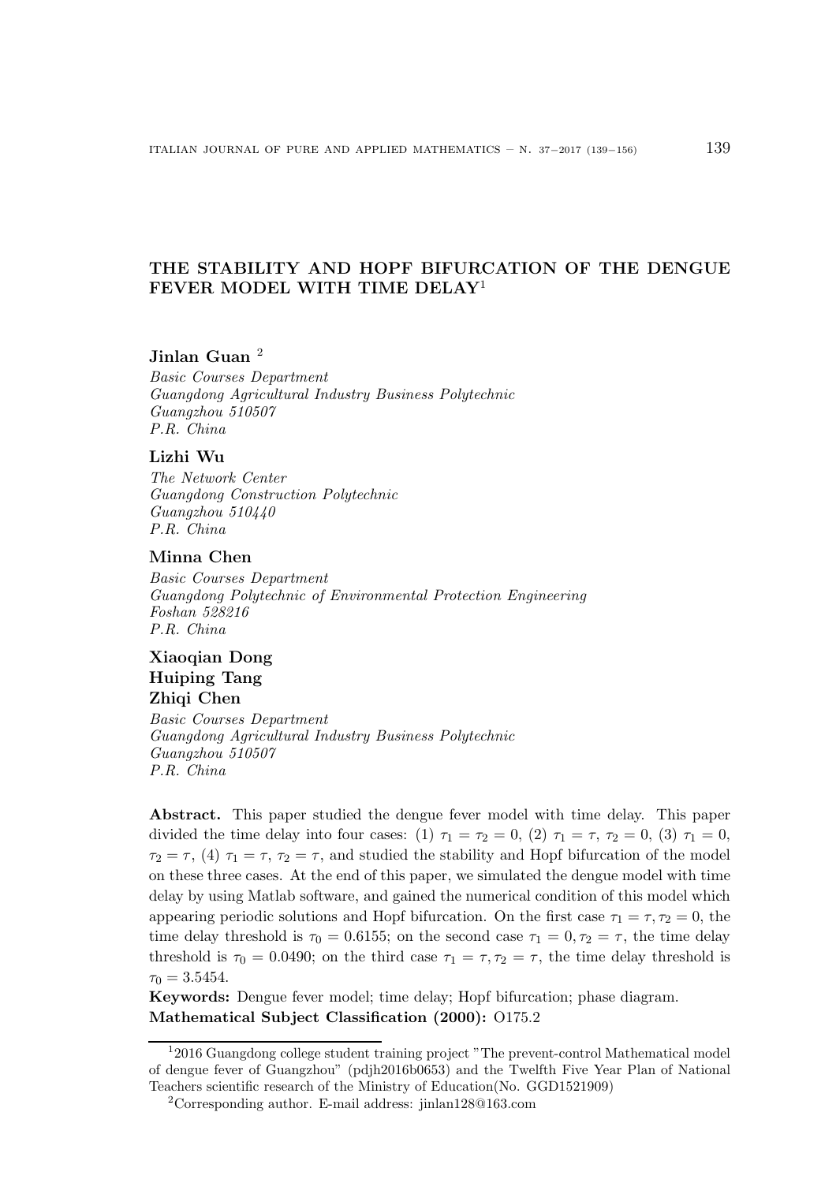# THE STABILITY AND HOPF BIFURCATION OF THE DENGUE FEVER MODEL WITH TIME DELAY[1]

**Jinlan Guan** [2]

*Basic Courses Department*
*Guangdong Agricultural Industry Business Polytechnic*
*Guangzhou 510507*
*P.R. China*

**Lizhi Wu**

*The Network Center*
*Guangdong Construction Polytechnic*
*Guangzhou 510440*
*P.R. China*

**Minna Chen**

*Basic Courses Department*
*Guangdong Polytechnic of Environmental Protection Engineering*
*Foshan 528216*
*P.R. China*

**Xiaoqian Dong**
**Huiping Tang**
**Zhiqi Chen**

*Basic Courses Department*
*Guangdong Agricultural Industry Business Polytechnic*
*Guangzhou 510507*
*P.R. China*

**Abstract.** This paper studied the dengue fever model with time delay. This paper divided the time delay into four cases: (1) $\tau_1 = \tau_2 = 0$, (2) $\tau_1 = \tau$, $\tau_2 = 0$, (3) $\tau_1 = 0$, $\tau_2 = \tau$, (4) $\tau_1 = \tau$, $\tau_2 = \tau$, and studied the stability and Hopf bifurcation of the model on these three cases. At the end of this paper, we simulated the dengue model with time delay by using Matlab software, and gained the numerical condition of this model which appearing periodic solutions and Hopf bifurcation. On the first case $\tau_1 = \tau, \tau_2 = 0$, the time delay threshold is $\tau_0 = 0.6155$; on the second case $\tau_1 = 0, \tau_2 = \tau$, the time delay threshold is $\tau_0 = 0.0490$; on the third case $\tau_1 = \tau, \tau_2 = \tau$, the time delay threshold is $\tau_0 = 3.5454$.

**Keywords:** Dengue fever model; time delay; Hopf bifurcation; phase diagram.

**Mathematical Subject Classification (2000):** O175.2

---

[1] 2016 Guangdong college student training project "The prevent-control Mathematical model of dengue fever of Guangzhou" (pdjh2016b0653) and the Twelfth Five Year Plan of National Teachers scientific research of the Ministry of Education(No. GGD1521909)

[2] Corresponding author. E-mail address: jinlan128@163.com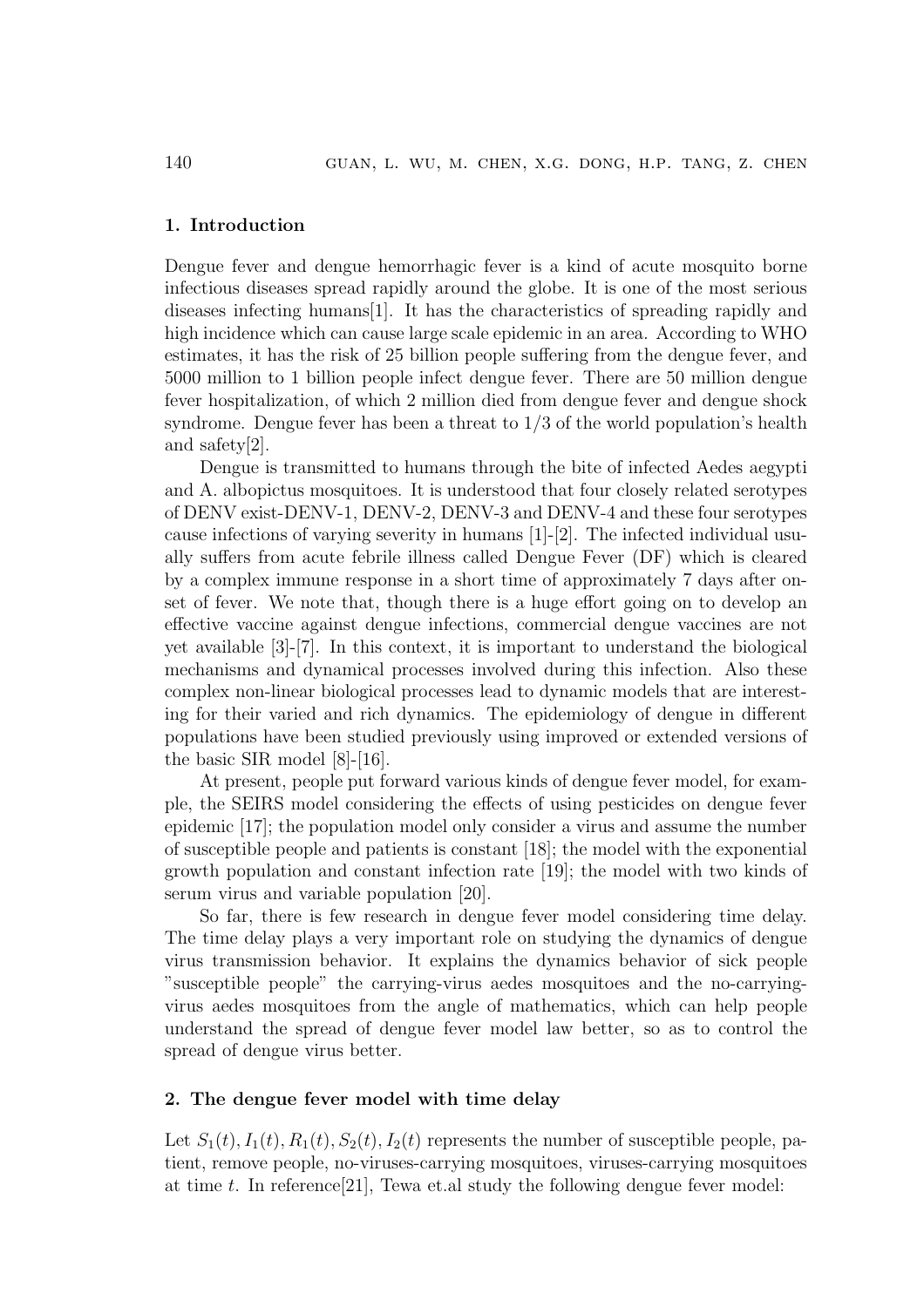## 1. Introduction

Dengue fever and dengue hemorrhagic fever is a kind of acute mosquito borne infectious diseases spread rapidly around the globe. It is one of the most serious diseases infecting humans[1]. It has the characteristics of spreading rapidly and high incidence which can cause large scale epidemic in an area. According to WHO estimates, it has the risk of 25 billion people suffering from the dengue fever, and 5000 million to 1 billion people infect dengue fever. There are 50 million dengue fever hospitalization, of which 2 million died from dengue fever and dengue shock syndrome. Dengue fever has been a threat to 1/3 of the world population's health and safety[2].

Dengue is transmitted to humans through the bite of infected Aedes aegypti and A. albopictus mosquitoes. It is understood that four closely related serotypes of DENV exist-DENV-1, DENV-2, DENV-3 and DENV-4 and these four serotypes cause infections of varying severity in humans [1]-[2]. The infected individual usually suffers from acute febrile illness called Dengue Fever (DF) which is cleared by a complex immune response in a short time of approximately 7 days after onset of fever. We note that, though there is a huge effort going on to develop an effective vaccine against dengue infections, commercial dengue vaccines are not yet available [3]-[7]. In this context, it is important to understand the biological mechanisms and dynamical processes involved during this infection. Also these complex non-linear biological processes lead to dynamic models that are interesting for their varied and rich dynamics. The epidemiology of dengue in different populations have been studied previously using improved or extended versions of the basic SIR model [8]-[16].

At present, people put forward various kinds of dengue fever model, for example, the SEIRS model considering the effects of using pesticides on dengue fever epidemic [17]; the population model only consider a virus and assume the number of susceptible people and patients is constant [18]; the model with the exponential growth population and constant infection rate [19]; the model with two kinds of serum virus and variable population [20].

So far, there is few research in dengue fever model considering time delay. The time delay plays a very important role on studying the dynamics of dengue virus transmission behavior. It explains the dynamics behavior of sick people "susceptible people" the carrying-virus aedes mosquitoes and the no-carrying-virus aedes mosquitoes from the angle of mathematics, which can help people understand the spread of dengue fever model law better, so as to control the spread of dengue virus better.

## 2. The dengue fever model with time delay

Let $S_1(t), I_1(t), R_1(t), S_2(t), I_2(t)$ represents the number of susceptible people, patient, remove people, no-viruses-carrying mosquitoes, viruses-carrying mosquitoes at time $t$. In reference[21], Tewa et.al study the following dengue fever model: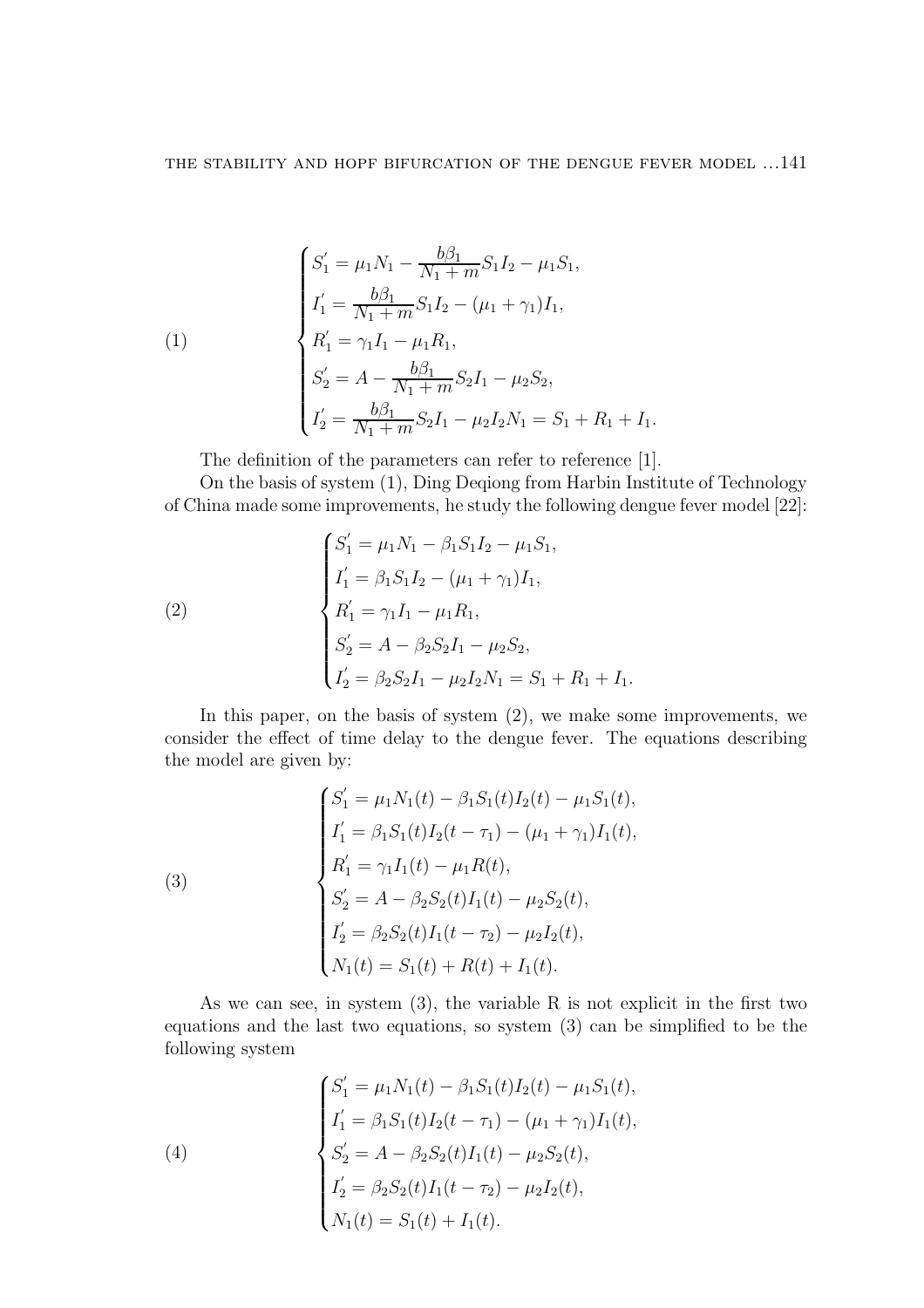$$
(1)\qquad \begin{cases}
S_1' = \mu_1 N_1 - \dfrac{b\beta_1}{N_1+m} S_1 I_2 - \mu_1 S_1, \\
I_1' = \dfrac{b\beta_1}{N_1+m} S_1 I_2 - (\mu_1+\gamma_1) I_1, \\
R_1' = \gamma_1 I_1 - \mu_1 R_1, \\
S_2' = A - \dfrac{b\beta_1}{N_1+m} S_2 I_1 - \mu_2 S_2, \\
I_2' = \dfrac{b\beta_1}{N_1+m} S_2 I_1 - \mu_2 I_2 N_1 = S_1 + R_1 + I_1.
\end{cases}
$$

The definition of the parameters can refer to reference [1].

On the basis of system (1), Ding Deqiong from Harbin Institute of Technology of China made some improvements, he study the following dengue fever model [22]:

$$
(2)\qquad \begin{cases}
S_1' = \mu_1 N_1 - \beta_1 S_1 I_2 - \mu_1 S_1, \\
I_1' = \beta_1 S_1 I_2 - (\mu_1+\gamma_1) I_1, \\
R_1' = \gamma_1 I_1 - \mu_1 R_1, \\
S_2' = A - \beta_2 S_2 I_1 - \mu_2 S_2, \\
I_2' = \beta_2 S_2 I_1 - \mu_2 I_2 N_1 = S_1 + R_1 + I_1.
\end{cases}
$$

In this paper, on the basis of system (2), we make some improvements, we consider the effect of time delay to the dengue fever. The equations describing the model are given by:

$$
(3)\qquad \begin{cases}
S_1' = \mu_1 N_1(t) - \beta_1 S_1(t) I_2(t) - \mu_1 S_1(t), \\
I_1' = \beta_1 S_1(t) I_2(t-\tau_1) - (\mu_1+\gamma_1) I_1(t), \\
R_1' = \gamma_1 I_1(t) - \mu_1 R(t), \\
S_2' = A - \beta_2 S_2(t) I_1(t) - \mu_2 S_2(t), \\
I_2' = \beta_2 S_2(t) I_1(t-\tau_2) - \mu_2 I_2(t), \\
N_1(t) = S_1(t) + R(t) + I_1(t).
\end{cases}
$$

As we can see, in system (3), the variable R is not explicit in the first two equations and the last two equations, so system (3) can be simplified to be the following system

$$
(4)\qquad \begin{cases}
S_1' = \mu_1 N_1(t) - \beta_1 S_1(t) I_2(t) - \mu_1 S_1(t), \\
I_1' = \beta_1 S_1(t) I_2(t-\tau_1) - (\mu_1+\gamma_1) I_1(t), \\
S_2' = A - \beta_2 S_2(t) I_1(t) - \mu_2 S_2(t), \\
I_2' = \beta_2 S_2(t) I_1(t-\tau_2) - \mu_2 I_2(t), \\
N_1(t) = S_1(t) + I_1(t).
\end{cases}
$$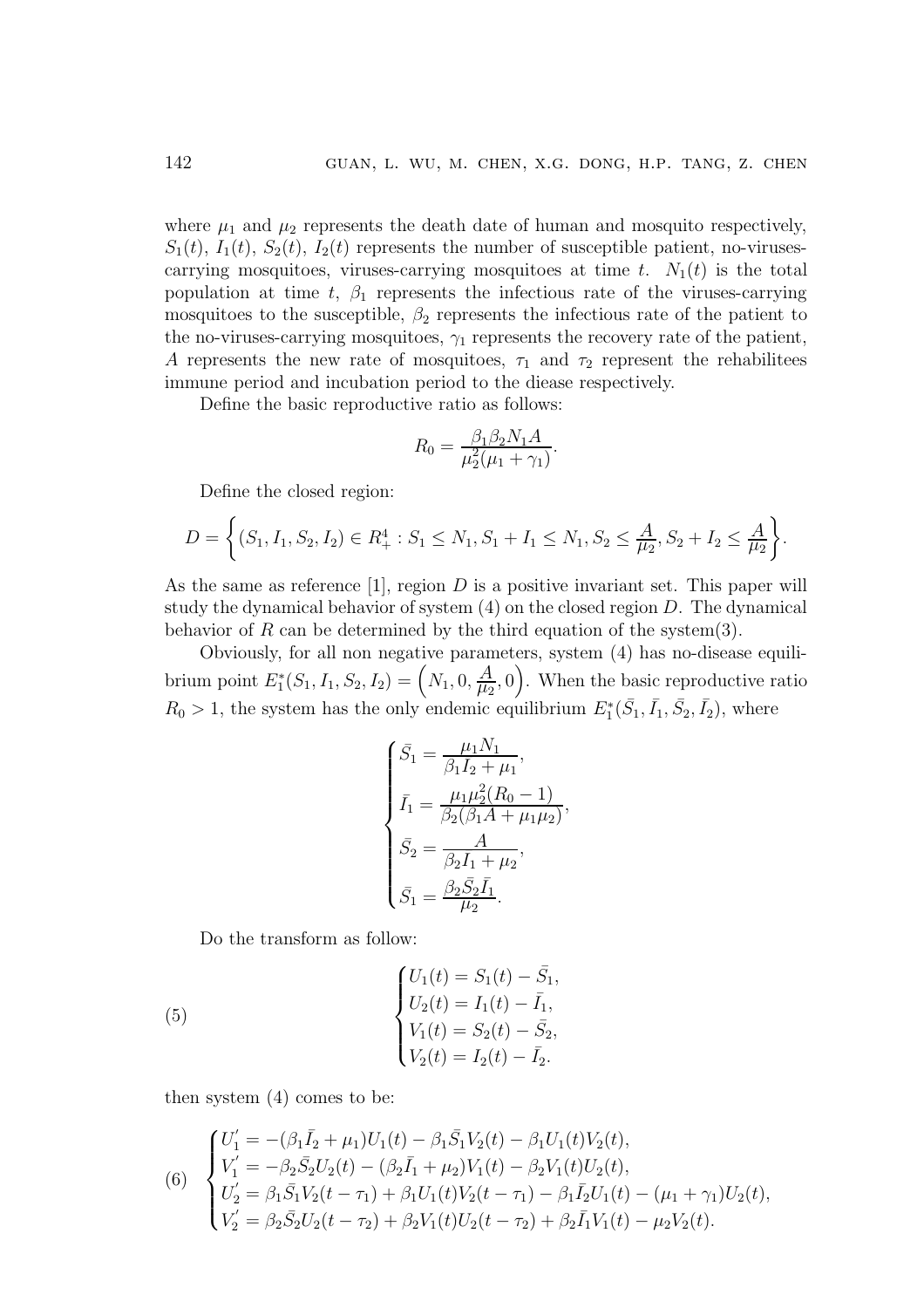where $\mu_1$ and $\mu_2$ represents the death date of human and mosquito respectively, $S_1(t)$, $I_1(t)$, $S_2(t)$, $I_2(t)$ represents the number of susceptible patient, no-viruses-carrying mosquitoes, viruses-carrying mosquitoes at time $t$. $N_1(t)$ is the total population at time $t$, $\beta_1$ represents the infectious rate of the viruses-carrying mosquitoes to the susceptible, $\beta_2$ represents the infectious rate of the patient to the no-viruses-carrying mosquitoes, $\gamma_1$ represents the recovery rate of the patient, $A$ represents the new rate of mosquitoes, $\tau_1$ and $\tau_2$ represent the rehabilitees immune period and incubation period to the diease respectively.

Define the basic reproductive ratio as follows:

$$R_0 = \frac{\beta_1 \beta_2 N_1 A}{\mu_2^2(\mu_1 + \gamma_1)}.$$

Define the closed region:

$$D = \left\{ (S_1, I_1, S_2, I_2) \in R_+^4 : S_1 \leq N_1, S_1 + I_1 \leq N_1, S_2 \leq \frac{A}{\mu_2}, S_2 + I_2 \leq \frac{A}{\mu_2} \right\}.$$

As the same as reference [1], region $D$ is a positive invariant set. This paper will study the dynamical behavior of system (4) on the closed region $D$. The dynamical behavior of $R$ can be determined by the third equation of the system(3).

Obviously, for all non negative parameters, system (4) has no-disease equilibrium point $E_1^*(S_1, I_1, S_2, I_2) = \left(N_1, 0, \frac{A}{\mu_2}, 0\right)$. When the basic reproductive ratio $R_0 > 1$, the system has the only endemic equilibrium $E_1^*(\bar{S}_1, \bar{I}_1, \bar{S}_2, \bar{I}_2)$, where

$$\begin{cases} \bar{S}_1 = \dfrac{\mu_1 N_1}{\beta_1 I_2 + \mu_1}, \\ \bar{I}_1 = \dfrac{\mu_1 \mu_2^2 (R_0 - 1)}{\beta_2(\beta_1 A + \mu_1 \mu_2)}, \\ \bar{S}_2 = \dfrac{A}{\beta_2 I_1 + \mu_2}, \\ \bar{S}_1 = \dfrac{\beta_2 \bar{S}_2 \bar{I}_1}{\mu_2}. \end{cases}$$

Do the transform as follow:

$$\begin{cases} U_1(t) = S_1(t) - \bar{S}_1, \\ U_2(t) = I_1(t) - \bar{I}_1, \\ V_1(t) = S_2(t) - \bar{S}_2, \\ V_2(t) = I_2(t) - \bar{I}_2. \end{cases} \tag{5}$$

then system (4) comes to be:

$$\begin{cases} U_1^{'} = -(\beta_1 \bar{I}_2 + \mu_1) U_1(t) - \beta_1 \bar{S}_1 V_2(t) - \beta_1 U_1(t) V_2(t), \\ V_1^{'} = -\beta_2 \bar{S}_2 U_2(t) - (\beta_2 \bar{I}_1 + \mu_2) V_1(t) - \beta_2 V_1(t) U_2(t), \\ U_2^{'} = \beta_1 \bar{S}_1 V_2(t - \tau_1) + \beta_1 U_1(t) V_2(t - \tau_1) - \beta_1 \bar{I}_2 U_1(t) - (\mu_1 + \gamma_1) U_2(t), \\ V_2^{'} = \beta_2 \bar{S}_2 U_2(t - \tau_2) + \beta_2 V_1(t) U_2(t - \tau_2) + \beta_2 \bar{I}_1 V_1(t) - \mu_2 V_2(t). \end{cases} \tag{6}$$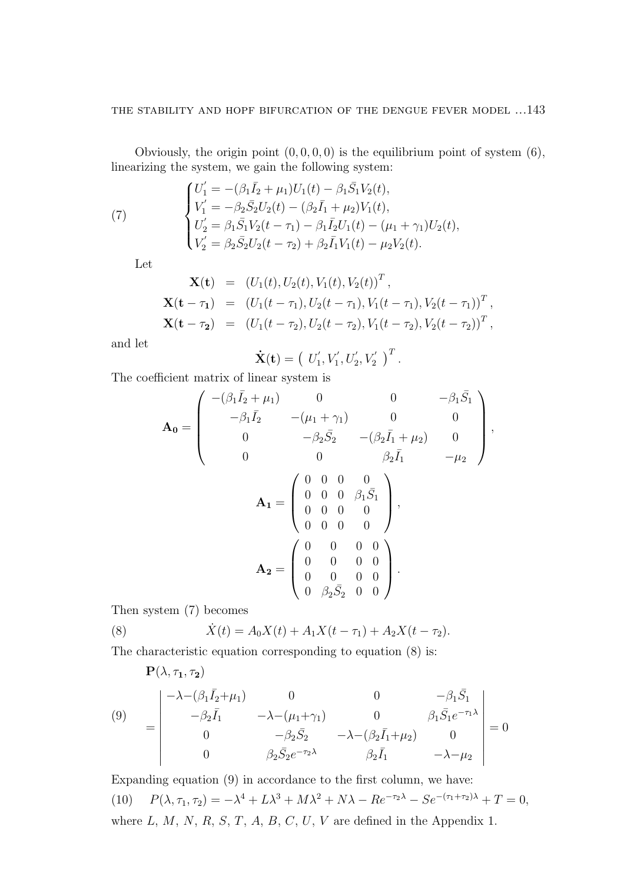Obviously, the origin point $(0, 0, 0, 0)$ is the equilibrium point of system (6), linearizing the system, we gain the following system:

$$
\begin{cases}
U_1' = -(\beta_1 \bar{I}_2 + \mu_1)U_1(t) - \beta_1 \bar{S}_1 V_2(t), \\
V_1' = -\beta_2 \bar{S}_2 U_2(t) - (\beta_2 \bar{I}_1 + \mu_2)V_1(t), \\
U_2' = \beta_1 \bar{S}_1 V_2(t-\tau_1) - \beta_1 \bar{I}_2 U_1(t) - (\mu_1 + \gamma_1)U_2(t), \\
V_2' = \beta_2 \bar{S}_2 U_2(t-\tau_2) + \beta_2 \bar{I}_1 V_1(t) - \mu_2 V_2(t).
\end{cases} \tag{7}
$$

Let

$$
\begin{aligned}
\mathbf{X(t)} &= (U_1(t), U_2(t), V_1(t), V_2(t))^T, \\
\mathbf{X(t - \tau_1)} &= (U_1(t-\tau_1), U_2(t-\tau_1), V_1(t-\tau_1), V_2(t-\tau_1))^T, \\
\mathbf{X(t - \tau_2)} &= (U_1(t-\tau_2), U_2(t-\tau_2), V_1(t-\tau_2), V_2(t-\tau_2))^T,
\end{aligned}
$$

and let

$$
\mathbf{\dot{X}(t)} = \left( U_1', V_1', U_2', V_2' \right)^T.
$$

The coefficient matrix of linear system is

$$
\mathbf{A_0} = \begin{pmatrix}
-(\beta_1 \bar{I}_2 + \mu_1) & 0 & 0 & -\beta_1 \bar{S}_1 \\
-\beta_1 \bar{I}_2 & -(\mu_1 + \gamma_1) & 0 & 0 \\
0 & -\beta_2 \bar{S}_2 & -(\beta_2 \bar{I}_1 + \mu_2) & 0 \\
0 & 0 & \beta_2 \bar{I}_1 & -\mu_2
\end{pmatrix},
$$

$$
\mathbf{A_1} = \begin{pmatrix}
0 & 0 & 0 & 0 \\
0 & 0 & 0 & \beta_1 \bar{S}_1 \\
0 & 0 & 0 & 0 \\
0 & 0 & 0 & 0
\end{pmatrix},
$$

$$
\mathbf{A_2} = \begin{pmatrix}
0 & 0 & 0 & 0 \\
0 & 0 & 0 & 0 \\
0 & 0 & 0 & 0 \\
0 & \beta_2 \bar{S}_2 & 0 & 0
\end{pmatrix}.
$$

Then system (7) becomes

$$
\dot{X}(t) = A_0 X(t) + A_1 X(t - \tau_1) + A_2 X(t - \tau_2). \tag{8}
$$

The characteristic equation corresponding to equation (8) is:

$$
\mathbf{P}(\lambda, \tau_1, \tau_2) = \begin{vmatrix}
-\lambda - (\beta_1 \bar{I}_2 + \mu_1) & 0 & 0 & -\beta_1 \bar{S}_1 \\
-\beta_2 \bar{I}_1 & -\lambda - (\mu_1 + \gamma_1) & 0 & \beta_1 \bar{S}_1 e^{-\tau_1 \lambda} \\
0 & -\beta_2 \bar{S}_2 & -\lambda - (\beta_2 \bar{I}_1 + \mu_2) & 0 \\
0 & \beta_2 \bar{S}_2 e^{-\tau_2 \lambda} & \beta_2 \bar{I}_1 & -\lambda - \mu_2
\end{vmatrix} = 0 \tag{9}
$$

Expanding equation (9) in accordance to the first column, we have:

$$
P(\lambda, \tau_1, \tau_2) = -\lambda^4 + L\lambda^3 + M\lambda^2 + N\lambda - Re^{-\tau_2 \lambda} - Se^{-(\tau_1 + \tau_2)\lambda} + T = 0, \tag{10}
$$

where $L$, $M$, $N$, $R$, $S$, $T$, $A$, $B$, $C$, $U$, $V$ are defined in the Appendix 1.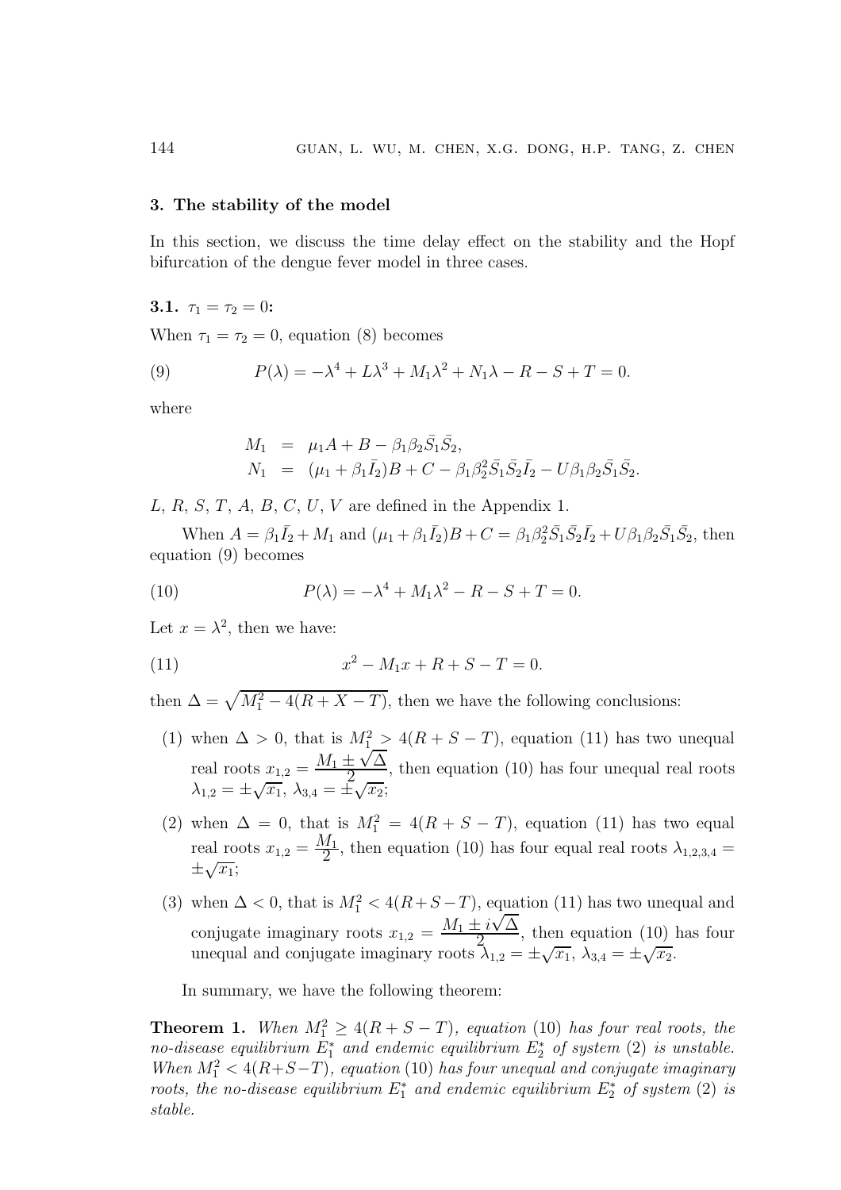## 3. The stability of the model

In this section, we discuss the time delay effect on the stability and the Hopf bifurcation of the dengue fever model in three cases.

### 3.1. $\tau_1 = \tau_2 = 0$:

When $\tau_1 = \tau_2 = 0$, equation (8) becomes

$$P(\lambda) = -\lambda^4 + L\lambda^3 + M_1\lambda^2 + N_1\lambda - R - S + T = 0. \tag{9}$$

where

$$\begin{aligned} M_1 &= \mu_1 A + B - \beta_1\beta_2\bar{S}_1\bar{S}_2, \\ N_1 &= (\mu_1 + \beta_1\bar{I}_2)B + C - \beta_1\beta_2^2\bar{S}_1\bar{S}_2\bar{I}_2 - U\beta_1\beta_2\bar{S}_1\bar{S}_2. \end{aligned}$$

$L$, $R$, $S$, $T$, $A$, $B$, $C$, $U$, $V$ are defined in the Appendix 1.

When $A = \beta_1\bar{I}_2 + M_1$ and $(\mu_1 + \beta_1\bar{I}_2)B + C = \beta_1\beta_2^2\bar{S}_1\bar{S}_2\bar{I}_2 + U\beta_1\beta_2\bar{S}_1\bar{S}_2$, then equation (9) becomes

$$P(\lambda) = -\lambda^4 + M_1\lambda^2 - R - S + T = 0. \tag{10}$$

Let $x = \lambda^2$, then we have:

$$x^2 - M_1 x + R + S - T = 0. \tag{11}$$

then $\Delta = \sqrt{M_1^2 - 4(R + X - T)}$, then we have the following conclusions:

(1) when $\Delta > 0$, that is $M_1^2 > 4(R + S - T)$, equation (11) has two unequal real roots $x_{1,2} = \dfrac{M_1 \pm \sqrt{\Delta}}{2}$, then equation (10) has four unequal real roots $\lambda_{1,2} = \pm\sqrt{x_1}$, $\lambda_{3,4} = \pm\sqrt{x_2}$;

(2) when $\Delta = 0$, that is $M_1^2 = 4(R + S - T)$, equation (11) has two equal real roots $x_{1,2} = \dfrac{M_1}{2}$, then equation (10) has four equal real roots $\lambda_{1,2,3,4} = \pm\sqrt{x_1}$;

(3) when $\Delta < 0$, that is $M_1^2 < 4(R+S-T)$, equation (11) has two unequal and conjugate imaginary roots $x_{1,2} = \dfrac{M_1 \pm i\sqrt{\Delta}}{2}$, then equation (10) has four unequal and conjugate imaginary roots $\lambda_{1,2} = \pm\sqrt{x_1}$, $\lambda_{3,4} = \pm\sqrt{x_2}$.

In summary, we have the following theorem:

**Theorem 1.** *When $M_1^2 \geq 4(R + S - T)$, equation (10) has four real roots, the no-disease equilibrium $E_1^*$ and endemic equilibrium $E_2^*$ of system (2) is unstable. When $M_1^2 < 4(R+S-T)$, equation (10) has four unequal and conjugate imaginary roots, the no-disease equilibrium $E_1^*$ and endemic equilibrium $E_2^*$ of system (2) is stable.*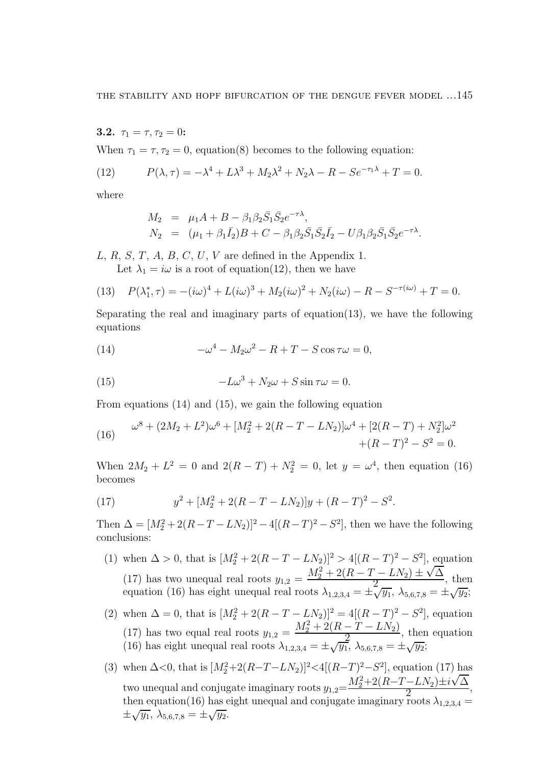**3.2.** $\tau_1 = \tau, \tau_2 = 0$**:**

When $\tau_1 = \tau, \tau_2 = 0$, equation(8) becomes to the following equation:

$$P(\lambda, \tau) = -\lambda^4 + L\lambda^3 + M_2\lambda^2 + N_2\lambda - R - Se^{-\tau_1\lambda} + T = 0. \tag{12}$$

where

$$\begin{aligned} M_2 &= \mu_1 A + B - \beta_1\beta_2\bar{S}_1\bar{S}_2 e^{-\tau\lambda}, \\ N_2 &= (\mu_1 + \beta_1\bar{I}_2)B + C - \beta_1\beta_2\bar{S}_1\bar{S}_2\bar{I}_2 - U\beta_1\beta_2\bar{S}_1\bar{S}_2 e^{-\tau\lambda}. \end{aligned}$$

$L$, $R$, $S$, $T$, $A$, $B$, $C$, $U$, $V$ are defined in the Appendix 1.

Let $\lambda_1 = i\omega$ is a root of equation(12), then we have

$$P(\lambda_1^*, \tau) = -(i\omega)^4 + L(i\omega)^3 + M_2(i\omega)^2 + N_2(i\omega) - R - S^{-\tau(i\omega)} + T = 0. \tag{13}$$

Separating the real and imaginary parts of equation(13), we have the following equations

$$-\omega^4 - M_2\omega^2 - R + T - S\cos\tau\omega = 0, \tag{14}$$

$$-L\omega^3 + N_2\omega + S\sin\tau\omega = 0. \tag{15}$$

From equations (14) and (15), we gain the following equation

$$\begin{aligned} \omega^8 + (2M_2 + L^2)\omega^6 + [M_2^2 + 2(R - T - LN_2)]\omega^4 + [2(R - T) + N_2^2]\omega^2 \\ + (R - T)^2 - S^2 = 0. \end{aligned} \tag{16}$$

When $2M_2 + L^2 = 0$ and $2(R - T) + N_2^2 = 0$, let $y = \omega^4$, then equation (16) becomes

$$y^2 + [M_2^2 + 2(R - T - LN_2)]y + (R - T)^2 - S^2. \tag{17}$$

Then $\Delta = [M_2^2 + 2(R - T - LN_2)]^2 - 4[(R - T)^2 - S^2]$, then we have the following conclusions:

1. when $\Delta > 0$, that is $[M_2^2 + 2(R - T - LN_2)]^2 > 4[(R - T)^2 - S^2]$, equation (17) has two unequal real roots $y_{1,2} = \dfrac{M_2^2 + 2(R - T - LN_2) \pm \sqrt{\Delta}}{2}$, then equation (16) has eight unequal real roots $\lambda_{1,2,3,4} = \pm\sqrt{y_1}$, $\lambda_{5,6,7,8} = \pm\sqrt{y_2}$;
2. when $\Delta = 0$, that is $[M_2^2 + 2(R - T - LN_2)]^2 = 4[(R - T)^2 - S^2]$, equation (17) has two equal real roots $y_{1,2} = \dfrac{M_2^2 + 2(R - T - LN_2)}{2}$, then equation (16) has eight unequal real roots $\lambda_{1,2,3,4} = \pm\sqrt{y_1}$, $\lambda_{5,6,7,8} = \pm\sqrt{y_2}$;
3. when $\Delta < 0$, that is $[M_2^2 + 2(R - T - LN_2)]^2 < 4[(R - T)^2 - S^2]$, equation (17) has two unequal and conjugate imaginary roots $y_{1,2} = \dfrac{M_2^2 + 2(R - T - LN_2) \pm i\sqrt{\Delta}}{2}$, then equation(16) has eight unequal and conjugate imaginary roots $\lambda_{1,2,3,4} = \pm\sqrt{y_1}$, $\lambda_{5,6,7,8} = \pm\sqrt{y_2}$.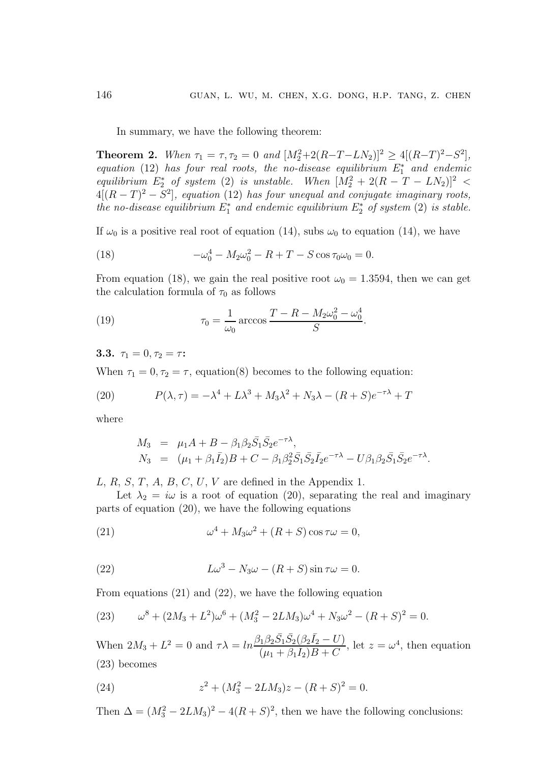In summary, we have the following theorem:

**Theorem 2.** *When $\tau_1 = \tau, \tau_2 = 0$ and $[M_2^2+2(R-T-LN_2)]^2 \geq 4[(R-T)^2-S^2]$, equation* (12) *has four real roots, the no-disease equilibrium $E_1^*$ and endemic equilibrium $E_2^*$ of system* (2) *is unstable. When $[M_2^2 + 2(R - T - LN_2)]^2 < 4[(R-T)^2 - S^2]$, equation* (12) *has four unequal and conjugate imaginary roots, the no-disease equilibrium $E_1^*$ and endemic equilibrium $E_2^*$ of system* (2) *is stable.*

If $\omega_0$ is a positive real root of equation (14), subs $\omega_0$ to equation (14), we have

$$-\omega_0^4 - M_2\omega_0^2 - R + T - S\cos\tau_0\omega_0 = 0. \tag{18}$$

From equation (18), we gain the real positive root $\omega_0 = 1.3594$, then we can get the calculation formula of $\tau_0$ as follows

$$\tau_0 = \frac{1}{\omega_0}\arccos\frac{T - R - M_2\omega_0^2 - \omega_0^4}{S}. \tag{19}$$

### 3.3. $\tau_1 = 0, \tau_2 = \tau$:

When $\tau_1 = 0, \tau_2 = \tau$, equation(8) becomes to the following equation:

$$P(\lambda,\tau) = -\lambda^4 + L\lambda^3 + M_3\lambda^2 + N_3\lambda - (R+S)e^{-\tau\lambda} + T \tag{20}$$

where

$$\begin{aligned}
M_3 &= \mu_1 A + B - \beta_1\beta_2\bar{S}_1\bar{S}_2 e^{-\tau\lambda},\\
N_3 &= (\mu_1 + \beta_1\bar{I}_2)B + C - \beta_1\beta_2^2\bar{S}_1\bar{S}_2\bar{I}_2 e^{-\tau\lambda} - U\beta_1\beta_2\bar{S}_1\bar{S}_2 e^{-\tau\lambda}.
\end{aligned}$$

$L$, $R$, $S$, $T$, $A$, $B$, $C$, $U$, $V$ are defined in the Appendix 1.

Let $\lambda_2 = i\omega$ is a root of equation (20), separating the real and imaginary parts of equation (20), we have the following equations

$$\omega^4 + M_3\omega^2 + (R+S)\cos\tau\omega = 0, \tag{21}$$

$$L\omega^3 - N_3\omega - (R+S)\sin\tau\omega = 0. \tag{22}$$

From equations (21) and (22), we have the following equation

$$\omega^8 + (2M_3 + L^2)\omega^6 + (M_3^2 - 2LM_3)\omega^4 + N_3\omega^2 - (R+S)^2 = 0. \tag{23}$$

When $2M_3 + L^2 = 0$ and $\tau\lambda = ln\dfrac{\beta_1\beta_2\bar{S}_1\bar{S}_2(\beta_2\bar{I}_2 - U)}{(\mu_1 + \beta_1 I_2)B + C}$, let $z = \omega^4$, then equation (23) becomes

$$z^2 + (M_3^2 - 2LM_3)z - (R+S)^2 = 0. \tag{24}$$

Then $\Delta = (M_3^2 - 2LM_3)^2 - 4(R+S)^2$, then we have the following conclusions: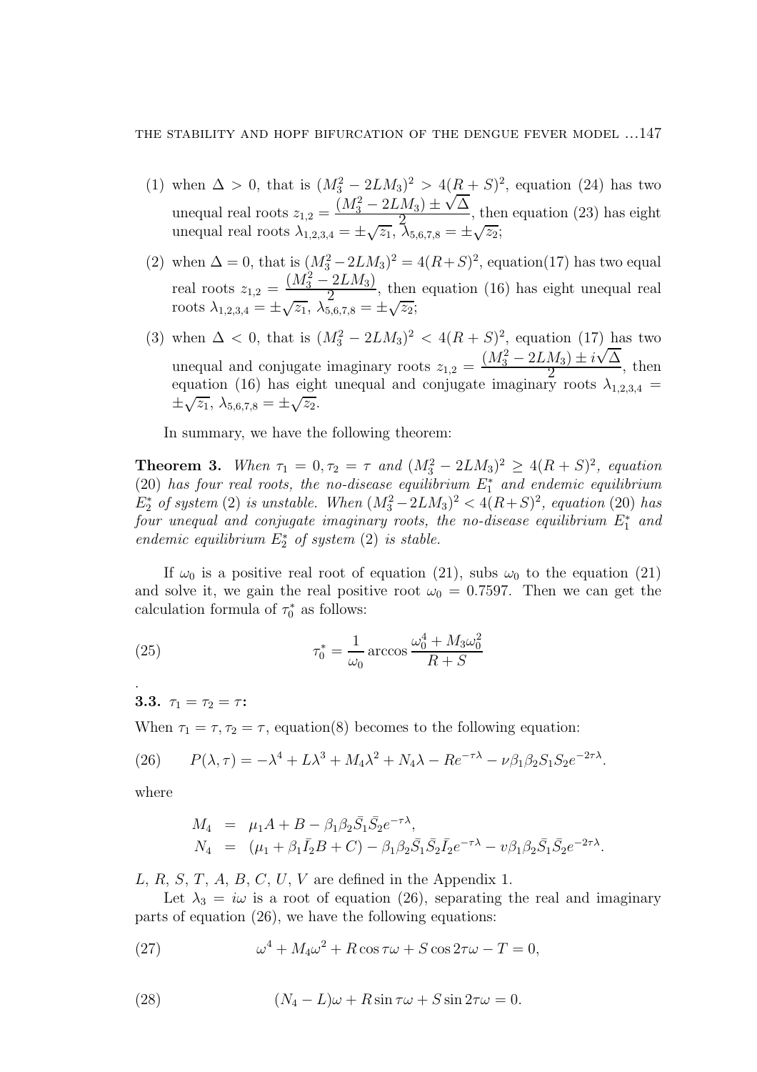(1) when $\Delta > 0$, that is $(M_3^2 - 2LM_3)^2 > 4(R+S)^2$, equation (24) has two unequal real roots $z_{1,2} = \dfrac{(M_3^2 - 2LM_3) \pm \sqrt{\Delta}}{2}$, then equation (23) has eight unequal real roots $\lambda_{1,2,3,4} = \pm\sqrt{z_1}$, $\lambda_{5,6,7,8} = \pm\sqrt{z_2}$;

(2) when $\Delta = 0$, that is $(M_3^2 - 2LM_3)^2 = 4(R+S)^2$, equation(17) has two equal real roots $z_{1,2} = \dfrac{(M_3^2 - 2LM_3)}{2}$, then equation (16) has eight unequal real roots $\lambda_{1,2,3,4} = \pm\sqrt{z_1}$, $\lambda_{5,6,7,8} = \pm\sqrt{z_2}$;

(3) when $\Delta < 0$, that is $(M_3^2 - 2LM_3)^2 < 4(R+S)^2$, equation (17) has two unequal and conjugate imaginary roots $z_{1,2} = \dfrac{(M_3^2 - 2LM_3) \pm i\sqrt{\Delta}}{2}$, then equation (16) has eight unequal and conjugate imaginary roots $\lambda_{1,2,3,4} = \pm\sqrt{z_1}$, $\lambda_{5,6,7,8} = \pm\sqrt{z_2}$.

In summary, we have the following theorem:

**Theorem 3.** *When $\tau_1 = 0, \tau_2 = \tau$ and $(M_3^2 - 2LM_3)^2 \geq 4(R+S)^2$, equation (20) has four real roots, the no-disease equilibrium $E_1^*$ and endemic equilibrium $E_2^*$ of system (2) is unstable. When $(M_3^2 - 2LM_3)^2 < 4(R+S)^2$, equation (20) has four unequal and conjugate imaginary roots, the no-disease equilibrium $E_1^*$ and endemic equilibrium $E_2^*$ of system (2) is stable.*

If $\omega_0$ is a positive real root of equation (21), subs $\omega_0$ to the equation (21) and solve it, we gain the real positive root $\omega_0 = 0.7597$. Then we can get the calculation formula of $\tau_0^*$ as follows:

$$\tau_0^* = \frac{1}{\omega_0} \arccos \frac{\omega_0^4 + M_3\omega_0^2}{R+S} \tag{25}$$

.

### 3.3. $\tau_1 = \tau_2 = \tau$:

When $\tau_1 = \tau, \tau_2 = \tau$, equation(8) becomes to the following equation:

$$P(\lambda, \tau) = -\lambda^4 + L\lambda^3 + M_4\lambda^2 + N_4\lambda - Re^{-\tau\lambda} - \nu\beta_1\beta_2 S_1 S_2 e^{-2\tau\lambda}. \tag{26}$$

where

$$\begin{aligned}
M_4 &= \mu_1 A + B - \beta_1\beta_2\bar{S}_1\bar{S}_2 e^{-\tau\lambda}, \\
N_4 &= (\mu_1 + \beta_1\bar{I}_2 B + C) - \beta_1\beta_2\bar{S}_1\bar{S}_2\bar{I}_2 e^{-\tau\lambda} - v\beta_1\beta_2\bar{S}_1\bar{S}_2 e^{-2\tau\lambda}.
\end{aligned}$$

$L$, $R$, $S$, $T$, $A$, $B$, $C$, $U$, $V$ are defined in the Appendix 1.

Let $\lambda_3 = i\omega$ is a root of equation (26), separating the real and imaginary parts of equation (26), we have the following equations:

$$\omega^4 + M_4\omega^2 + R\cos\tau\omega + S\cos 2\tau\omega - T = 0, \tag{27}$$

$$(N_4 - L)\omega + R\sin\tau\omega + S\sin 2\tau\omega = 0. \tag{28}$$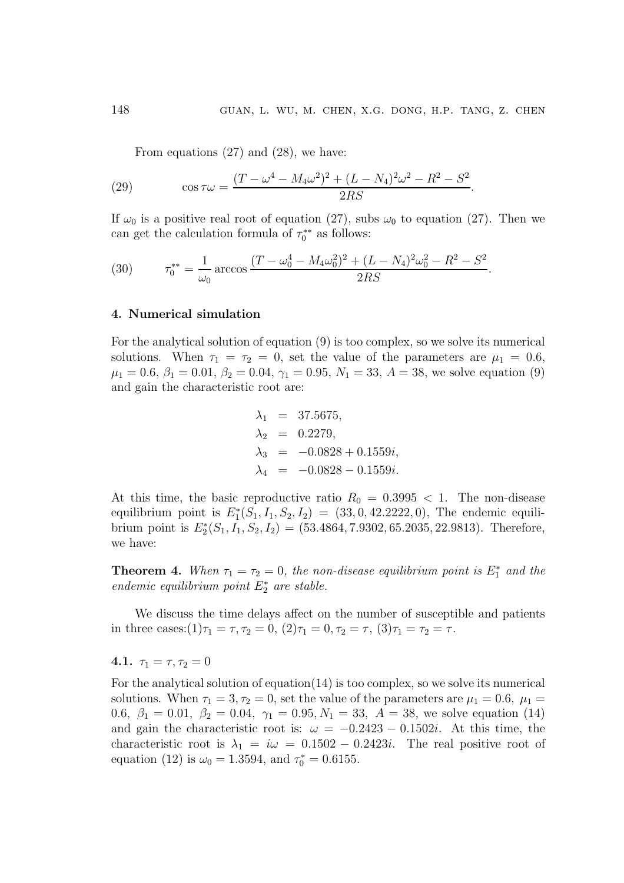From equations (27) and (28), we have:

$$\cos \tau\omega = \frac{(T - \omega^4 - M_4\omega^2)^2 + (L - N_4)^2\omega^2 - R^2 - S^2}{2RS}. \tag{29}$$

If $\omega_0$ is a positive real root of equation (27), subs $\omega_0$ to equation (27). Then we can get the calculation formula of $\tau_0^{**}$ as follows:

$$\tau_0^{**} = \frac{1}{\omega_0} \arccos \frac{(T - \omega_0^4 - M_4\omega_0^2)^2 + (L - N_4)^2\omega_0^2 - R^2 - S^2}{2RS}. \tag{30}$$

## 4. Numerical simulation

For the analytical solution of equation (9) is too complex, so we solve its numerical solutions. When $\tau_1 = \tau_2 = 0$, set the value of the parameters are $\mu_1 = 0.6$, $\mu_1 = 0.6$, $\beta_1 = 0.01$, $\beta_2 = 0.04$, $\gamma_1 = 0.95$, $N_1 = 33$, $A = 38$, we solve equation (9) and gain the characteristic root are:

$$\begin{aligned}
\lambda_1 &= 37.5675, \\
\lambda_2 &= 0.2279, \\
\lambda_3 &= -0.0828 + 0.1559i, \\
\lambda_4 &= -0.0828 - 0.1559i.
\end{aligned}$$

At this time, the basic reproductive ratio $R_0 = 0.3995 < 1$. The non-disease equilibrium point is $E_1^*(S_1, I_1, S_2, I_2) = (33, 0, 42.2222, 0)$, The endemic equilibrium point is $E_2^*(S_1, I_1, S_2, I_2) = (53.4864, 7.9302, 65.2035, 22.9813)$. Therefore, we have:

**Theorem 4.** *When $\tau_1 = \tau_2 = 0$, the non-disease equilibrium point is $E_1^*$ and the endemic equilibrium point $E_2^*$ are stable.*

We discuss the time delays affect on the number of susceptible and patients in three cases:(1)$\tau_1 = \tau, \tau_2 = 0$, (2)$\tau_1 = 0, \tau_2 = \tau$, (3)$\tau_1 = \tau_2 = \tau$.

### 4.1. $\tau_1 = \tau, \tau_2 = 0$

For the analytical solution of equation(14) is too complex, so we solve its numerical solutions. When $\tau_1 = 3, \tau_2 = 0$, set the value of the parameters are $\mu_1 = 0.6$, $\mu_1 = 0.6$, $\beta_1 = 0.01$, $\beta_2 = 0.04$, $\gamma_1 = 0.95, N_1 = 33$, $A = 38$, we solve equation (14) and gain the characteristic root is: $\omega = -0.2423 - 0.1502i$. At this time, the characteristic root is $\lambda_1 = i\omega = 0.1502 - 0.2423i$. The real positive root of equation (12) is $\omega_0 = 1.3594$, and $\tau_0^* = 0.6155$.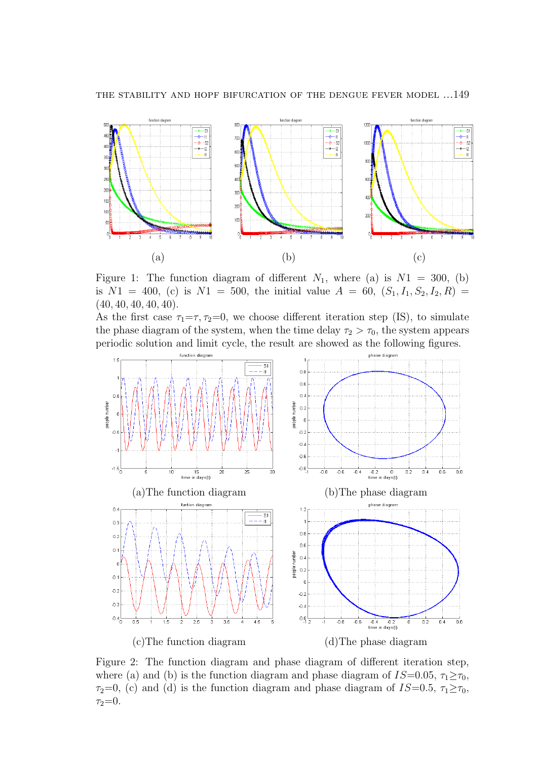(a) (b) (c)

Figure 1: The function diagram of different $N_1$, where (a) is $N1 = 300$, (b) is $N1 = 400$, (c) is $N1 = 500$, the initial value $A = 60$, $(S_1, I_1, S_2, I_2, R) = (40, 40, 40, 40, 40)$.

As the first case $\tau_1$=$\tau$, $\tau_2$=0, we choose different iteration step (IS), to simulate the phase diagram of the system, when the time delay $\tau_2 > \tau_0$, the system appears periodic solution and limit cycle, the result are showed as the following figures.

(a)The function diagram (b)The phase diagram

(c)The function diagram (d)The phase diagram

Figure 2: The function diagram and phase diagram of different iteration step, where (a) and (b) is the function diagram and phase diagram of $IS$=0.05, $\tau_1 \geq \tau_0$, $\tau_2$=0, (c) and (d) is the function diagram and phase diagram of $IS$=0.5, $\tau_1 \geq \tau_0$, $\tau_2$=0.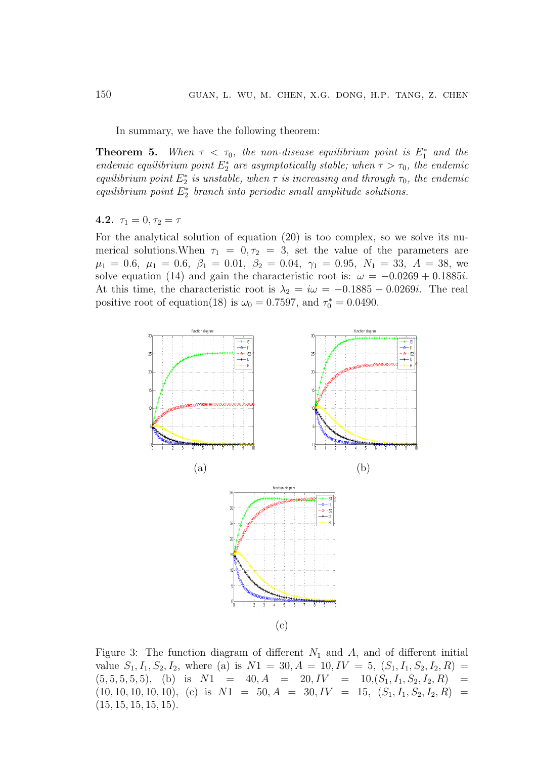In summary, we have the following theorem:

**Theorem 5.** *When $\tau < \tau_0$, the non-disease equilibrium point is $E_1^*$ and the endemic equilibrium point $E_2^*$ are asymptotically stable; when $\tau > \tau_0$, the endemic equilibrium point $E_2^*$ is unstable, when $\tau$ is increasing and through $\tau_0$, the endemic equilibrium point $E_2^*$ branch into periodic small amplitude solutions.*

### 4.2. $\tau_1 = 0, \tau_2 = \tau$

For the analytical solution of equation (20) is too complex, so we solve its numerical solutions.When $\tau_1 = 0, \tau_2 = 3$, set the value of the parameters are $\mu_1 = 0.6$, $\mu_1 = 0.6$, $\beta_1 = 0.01$, $\beta_2 = 0.04$, $\gamma_1 = 0.95$, $N_1 = 33$, $A = 38$, we solve equation (14) and gain the characteristic root is: $\omega = -0.0269 + 0.1885i$. At this time, the characteristic root is $\lambda_2 = i\omega = -0.1885 - 0.0269i$. The real positive root of equation(18) is $\omega_0 = 0.7597$, and $\tau_0^* = 0.0490$.

(a)

(b)

(c)

Figure 3: The function diagram of different $N_1$ and $A$, and of different initial value $S_1, I_1, S_2, I_2$, where (a) is $N1 = 30, A = 10, IV = 5$, $(S_1, I_1, S_2, I_2, R) = (5, 5, 5, 5, 5)$, (b) is $N1 = 40, A = 20, IV = 10$,$(S_1, I_1, S_2, I_2, R) = (10, 10, 10, 10, 10)$, (c) is $N1 = 50, A = 30, IV = 15$, $(S_1, I_1, S_2, I_2, R) = (15, 15, 15, 15, 15)$.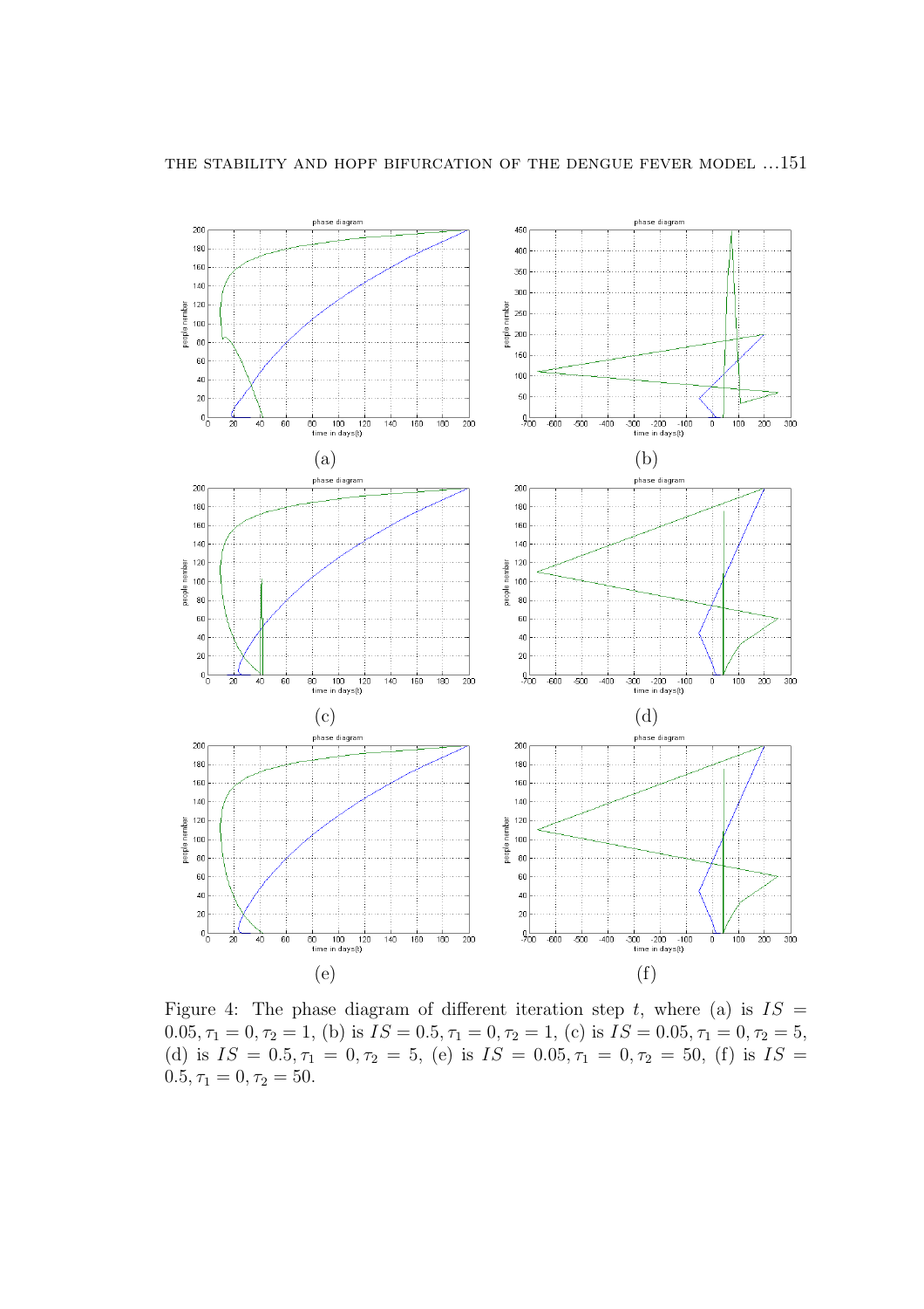Figure 4: The phase diagram of different iteration step $t$, where (a) is $IS = 0.05, \tau_1 = 0, \tau_2 = 1$, (b) is $IS = 0.5, \tau_1 = 0, \tau_2 = 1$, (c) is $IS = 0.05, \tau_1 = 0, \tau_2 = 5$, (d) is $IS = 0.5, \tau_1 = 0, \tau_2 = 5$, (e) is $IS = 0.05, \tau_1 = 0, \tau_2 = 50$, (f) is $IS = 0.5, \tau_1 = 0, \tau_2 = 50$.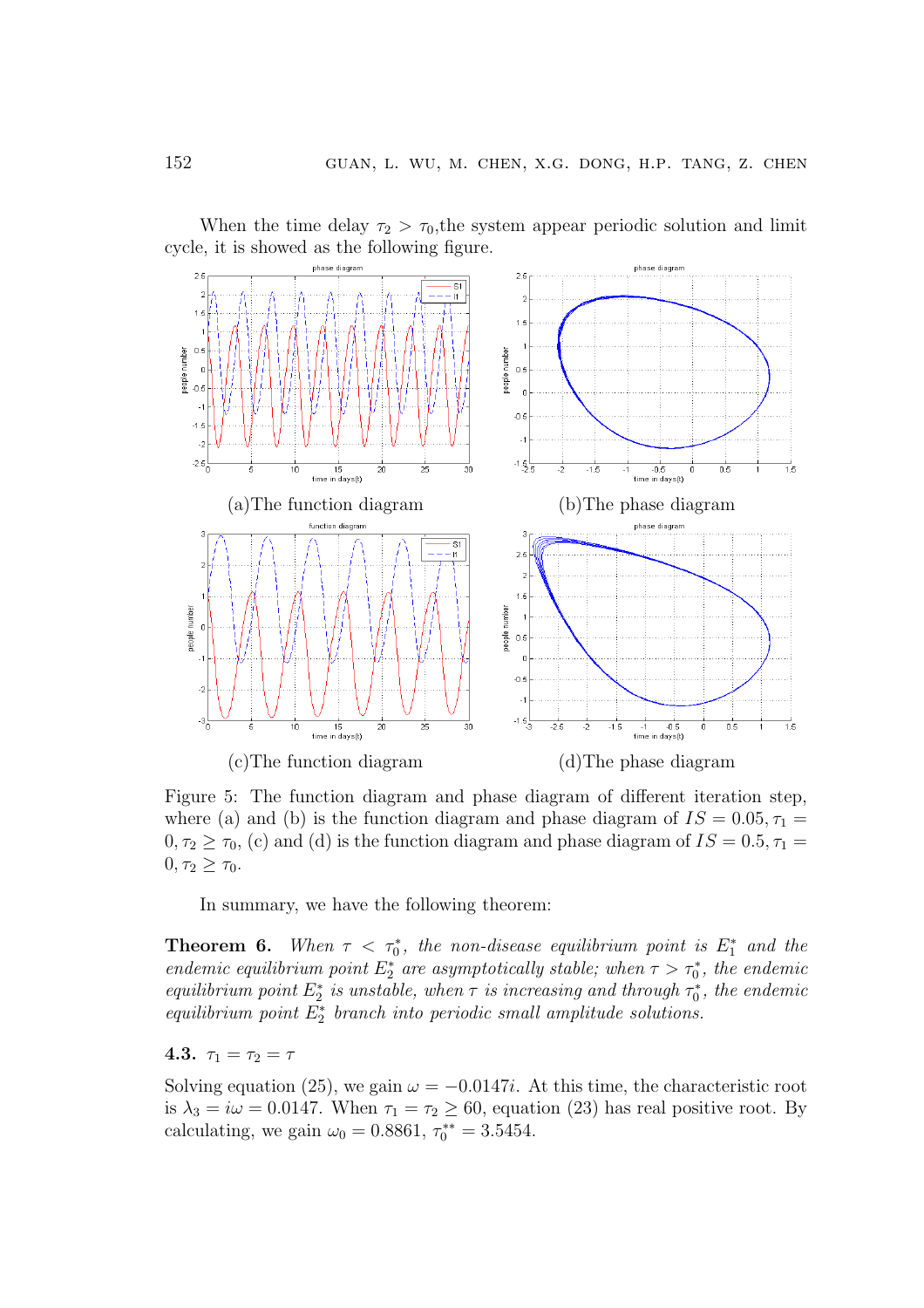When the time delay $\tau_2 > \tau_0$,the system appear periodic solution and limit cycle, it is showed as the following figure.

(a)The function diagram

(b)The phase diagram

(c)The function diagram

(d)The phase diagram

Figure 5: The function diagram and phase diagram of different iteration step, where (a) and (b) is the function diagram and phase diagram of $IS = 0.05, \tau_1 = 0, \tau_2 \geq \tau_0$, (c) and (d) is the function diagram and phase diagram of $IS = 0.5, \tau_1 = 0, \tau_2 \geq \tau_0$.

In summary, we have the following theorem:

**Theorem 6.** *When $\tau < \tau_0^*$, the non-disease equilibrium point is $E_1^*$ and the endemic equilibrium point $E_2^*$ are asymptotically stable; when $\tau > \tau_0^*$, the endemic equilibrium point $E_2^*$ is unstable, when $\tau$ is increasing and through $\tau_0^*$, the endemic equilibrium point $E_2^*$ branch into periodic small amplitude solutions.*

### 4.3. $\tau_1 = \tau_2 = \tau$

Solving equation (25), we gain $\omega = -0.0147i$. At this time, the characteristic root is $\lambda_3 = i\omega = 0.0147$. When $\tau_1 = \tau_2 \geq 60$, equation (23) has real positive root. By calculating, we gain $\omega_0 = 0.8861$, $\tau_0^{**} = 3.5454$.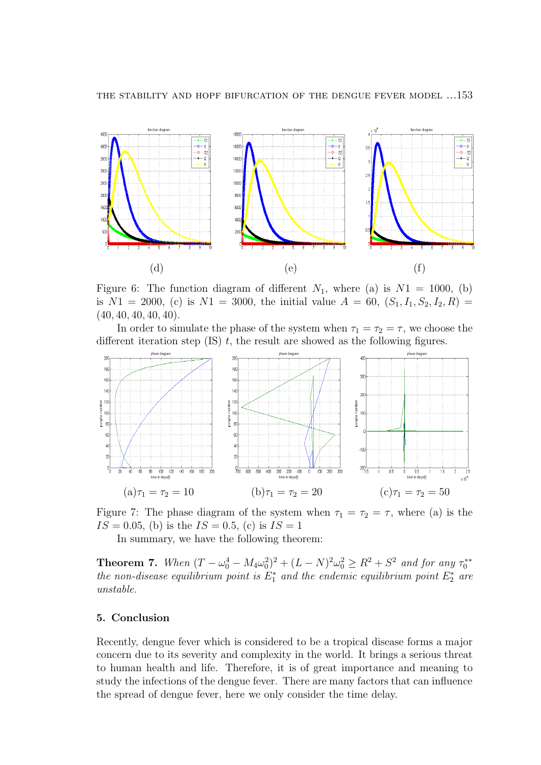(d) (e) (f)

Figure 6: The function diagram of different $N_1$, where (a) is $N1 = 1000$, (b) is $N1 = 2000$, (c) is $N1 = 3000$, the initial value $A = 60$, $(S_1, I_1, S_2, I_2, R) = (40, 40, 40, 40, 40)$.

In order to simulate the phase of the system when $\tau_1 = \tau_2 = \tau$, we choose the different iteration step (IS) $t$, the result are showed as the following figures.

(a)$\tau_1 = \tau_2 = 10$ (b)$\tau_1 = \tau_2 = 20$ (c)$\tau_1 = \tau_2 = 50$

Figure 7: The phase diagram of the system when $\tau_1 = \tau_2 = \tau$, where (a) is the $IS = 0.05$, (b) is the $IS = 0.5$, (c) is $IS = 1$

In summary, we have the following theorem:

**Theorem 7.** *When* $(T - \omega_0^4 - M_4\omega_0^2)^2 + (L - N)^2\omega_0^2 \geq R^2 + S^2$ *and for any* $\tau_0^{**}$ *the non-disease equilibrium point is* $E_1^*$ *and the endemic equilibrium point* $E_2^*$ *are unstable.*

## 5. Conclusion

Recently, dengue fever which is considered to be a tropical disease forms a major concern due to its severity and complexity in the world. It brings a serious threat to human health and life. Therefore, it is of great importance and meaning to study the infections of the dengue fever. There are many factors that can influence the spread of dengue fever, here we only consider the time delay.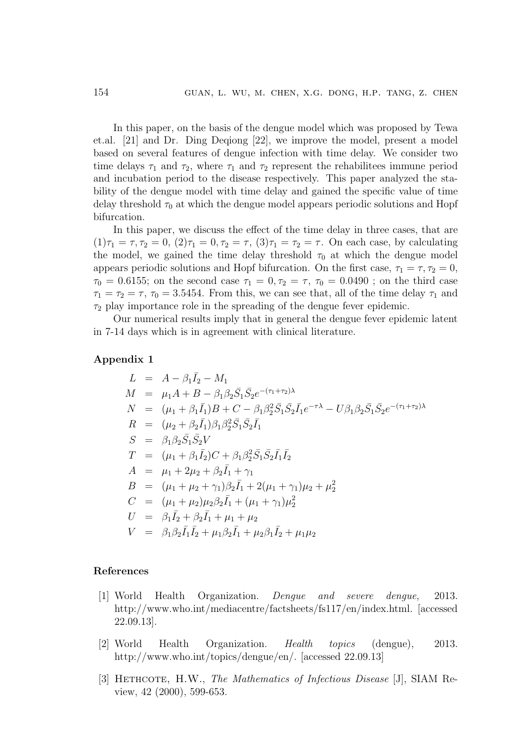In this paper, on the basis of the dengue model which was proposed by Tewa et.al. [21] and Dr. Ding Deqiong [22], we improve the model, present a model based on several features of dengue infection with time delay. We consider two time delays $\tau_1$ and $\tau_2$, where $\tau_1$ and $\tau_2$ represent the rehabilitees immune period and incubation period to the disease respectively. This paper analyzed the stability of the dengue model with time delay and gained the specific value of time delay threshold $\tau_0$ at which the dengue model appears periodic solutions and Hopf bifurcation.

In this paper, we discuss the effect of the time delay in three cases, that are $(1)\tau_1 = \tau, \tau_2 = 0$, $(2)\tau_1 = 0, \tau_2 = \tau$, $(3)\tau_1 = \tau_2 = \tau$. On each case, by calculating the model, we gained the time delay threshold $\tau_0$ at which the dengue model appears periodic solutions and Hopf bifurcation. On the first case, $\tau_1 = \tau, \tau_2 = 0$, $\tau_0 = 0.6155$; on the second case $\tau_1 = 0, \tau_2 = \tau$, $\tau_0 = 0.0490$ ; on the third case $\tau_1 = \tau_2 = \tau$, $\tau_0 = 3.5454$. From this, we can see that, all of the time delay $\tau_1$ and $\tau_2$ play importance role in the spreading of the dengue fever epidemic.

Our numerical results imply that in general the dengue fever epidemic latent in 7-14 days which is in agreement with clinical literature.

## Appendix 1

$$
\begin{aligned}
L &= A - \beta_1 \bar{I}_2 - M_1 \\
M &= \mu_1 A + B - \beta_1 \beta_2 \bar{S}_1 \bar{S}_2 e^{-(\tau_1+\tau_2)\lambda} \\
N &= (\mu_1 + \beta_1 \bar{I}_1)B + C - \beta_1 \beta_2^2 \bar{S}_1 \bar{S}_2 \bar{I}_1 e^{-\tau\lambda} - U\beta_1 \beta_2 \bar{S}_1 \bar{S}_2 e^{-(\tau_1+\tau_2)\lambda} \\
R &= (\mu_2 + \beta_2 \bar{I}_1)\beta_1 \beta_2^2 \bar{S}_1 \bar{S}_2 \bar{I}_1 \\
S &= \beta_1 \beta_2 \bar{S}_1 \bar{S}_2 V \\
T &= (\mu_1 + \beta_1 \bar{I}_2)C + \beta_1 \beta_2^2 \bar{S}_1 \bar{S}_2 \bar{I}_1 \bar{I}_2 \\
A &= \mu_1 + 2\mu_2 + \beta_2 \bar{I}_1 + \gamma_1 \\
B &= (\mu_1 + \mu_2 + \gamma_1)\beta_2 \bar{I}_1 + 2(\mu_1 + \gamma_1)\mu_2 + \mu_2^2 \\
C &= (\mu_1 + \mu_2)\mu_2 \beta_2 \bar{I}_1 + (\mu_1 + \gamma_1)\mu_2^2 \\
U &= \beta_1 \bar{I}_2 + \beta_2 \bar{I}_1 + \mu_1 + \mu_2 \\
V &= \beta_1 \beta_2 \bar{I}_1 \bar{I}_2 + \mu_1 \beta_2 \bar{I}_1 + \mu_2 \beta_1 \bar{I}_2 + \mu_1 \mu_2
\end{aligned}
$$

## References

[1] World Health Organization. *Dengue and severe dengue*, 2013. http://www.who.int/mediacentre/factsheets/fs117/en/index.html. [accessed 22.09.13].

[2] World Health Organization. *Health topics* (dengue), 2013. http://www.who.int/topics/dengue/en/. [accessed 22.09.13]

[3] Hethcote, H.W., *The Mathematics of Infectious Disease* [J], SIAM Review, 42 (2000), 599-653.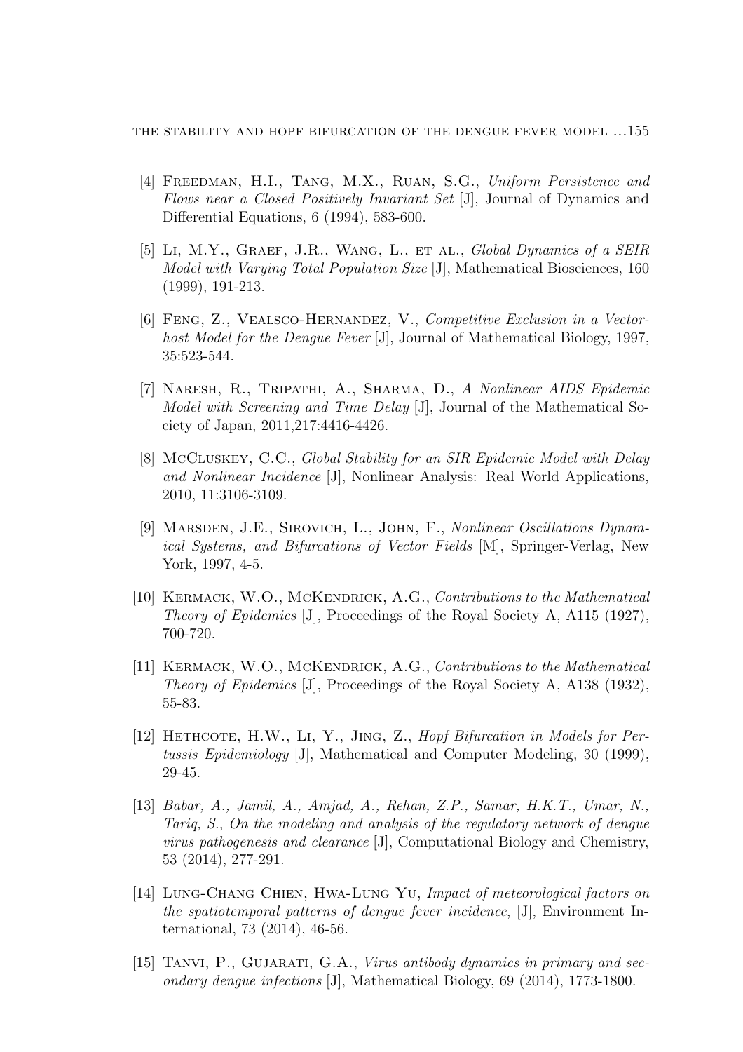[4] Freedman, H.I., Tang, M.X., Ruan, S.G., *Uniform Persistence and Flows near a Closed Positively Invariant Set* [J], Journal of Dynamics and Differential Equations, 6 (1994), 583-600.

[5] Li, M.Y., Graef, J.R., Wang, L., et al., *Global Dynamics of a SEIR Model with Varying Total Population Size* [J], Mathematical Biosciences, 160 (1999), 191-213.

[6] Feng, Z., Vealsco-Hernandez, V., *Competitive Exclusion in a Vector-host Model for the Dengue Fever* [J], Journal of Mathematical Biology, 1997, 35:523-544.

[7] Naresh, R., Tripathi, A., Sharma, D., *A Nonlinear AIDS Epidemic Model with Screening and Time Delay* [J], Journal of the Mathematical Society of Japan, 2011,217:4416-4426.

[8] McCluskey, C.C., *Global Stability for an SIR Epidemic Model with Delay and Nonlinear Incidence* [J], Nonlinear Analysis: Real World Applications, 2010, 11:3106-3109.

[9] Marsden, J.E., Sirovich, L., John, F., *Nonlinear Oscillations Dynamical Systems, and Bifurcations of Vector Fields* [M], Springer-Verlag, New York, 1997, 4-5.

[10] Kermack, W.O., McKendrick, A.G., *Contributions to the Mathematical Theory of Epidemics* [J], Proceedings of the Royal Society A, A115 (1927), 700-720.

[11] Kermack, W.O., McKendrick, A.G., *Contributions to the Mathematical Theory of Epidemics* [J], Proceedings of the Royal Society A, A138 (1932), 55-83.

[12] Hethcote, H.W., Li, Y., Jing, Z., *Hopf Bifurcation in Models for Pertussis Epidemiology* [J], Mathematical and Computer Modeling, 30 (1999), 29-45.

[13] *Babar, A., Jamil, A., Amjad, A., Rehan, Z.P., Samar, H.K.T., Umar, N., Tariq, S., On the modeling and analysis of the regulatory network of dengue virus pathogenesis and clearance* [J], Computational Biology and Chemistry, 53 (2014), 277-291.

[14] Lung-Chang Chien, Hwa-Lung Yu, *Impact of meteorological factors on the spatiotemporal patterns of dengue fever incidence*, [J], Environment International, 73 (2014), 46-56.

[15] Tanvi, P., Gujarati, G.A., *Virus antibody dynamics in primary and secondary dengue infections* [J], Mathematical Biology, 69 (2014), 1773-1800.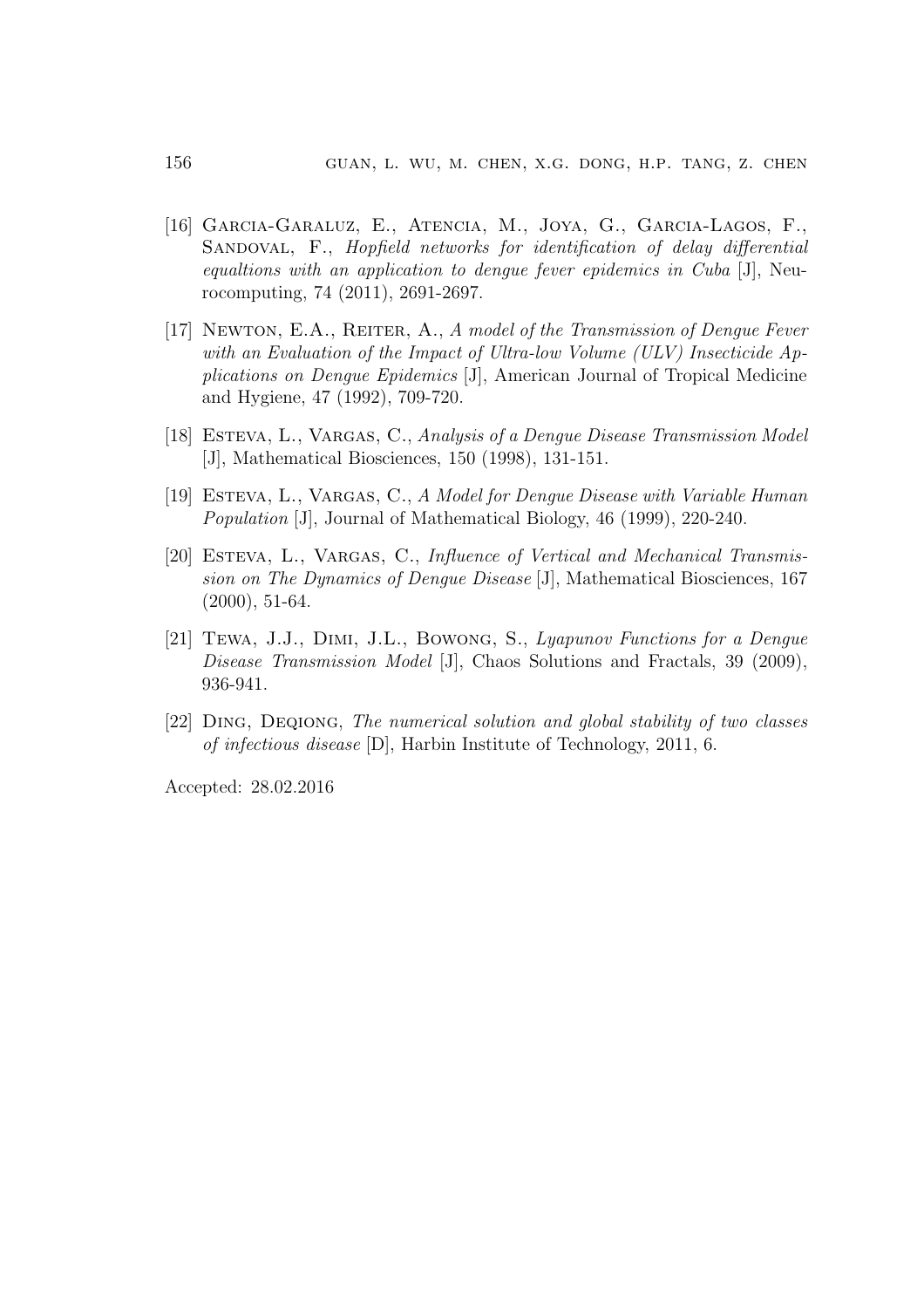[16] Garcia-Garaluz, E., Atencia, M., Joya, G., Garcia-Lagos, F., Sandoval, F., *Hopfield networks for identification of delay differential equaltions with an application to dengue fever epidemics in Cuba* [J], Neurocomputing, 74 (2011), 2691-2697.

[17] Newton, E.A., Reiter, A., *A model of the Transmission of Dengue Fever with an Evaluation of the Impact of Ultra-low Volume (ULV) Insecticide Applications on Dengue Epidemics* [J], American Journal of Tropical Medicine and Hygiene, 47 (1992), 709-720.

[18] Esteva, L., Vargas, C., *Analysis of a Dengue Disease Transmission Model* [J], Mathematical Biosciences, 150 (1998), 131-151.

[19] Esteva, L., Vargas, C., *A Model for Dengue Disease with Variable Human Population* [J], Journal of Mathematical Biology, 46 (1999), 220-240.

[20] Esteva, L., Vargas, C., *Influence of Vertical and Mechanical Transmission on The Dynamics of Dengue Disease* [J], Mathematical Biosciences, 167 (2000), 51-64.

[21] Tewa, J.J., Dimi, J.L., Bowong, S., *Lyapunov Functions for a Dengue Disease Transmission Model* [J], Chaos Solutions and Fractals, 39 (2009), 936-941.

[22] Ding, Deqiong, *The numerical solution and global stability of two classes of infectious disease* [D], Harbin Institute of Technology, 2011, 6.

Accepted: 28.02.2016